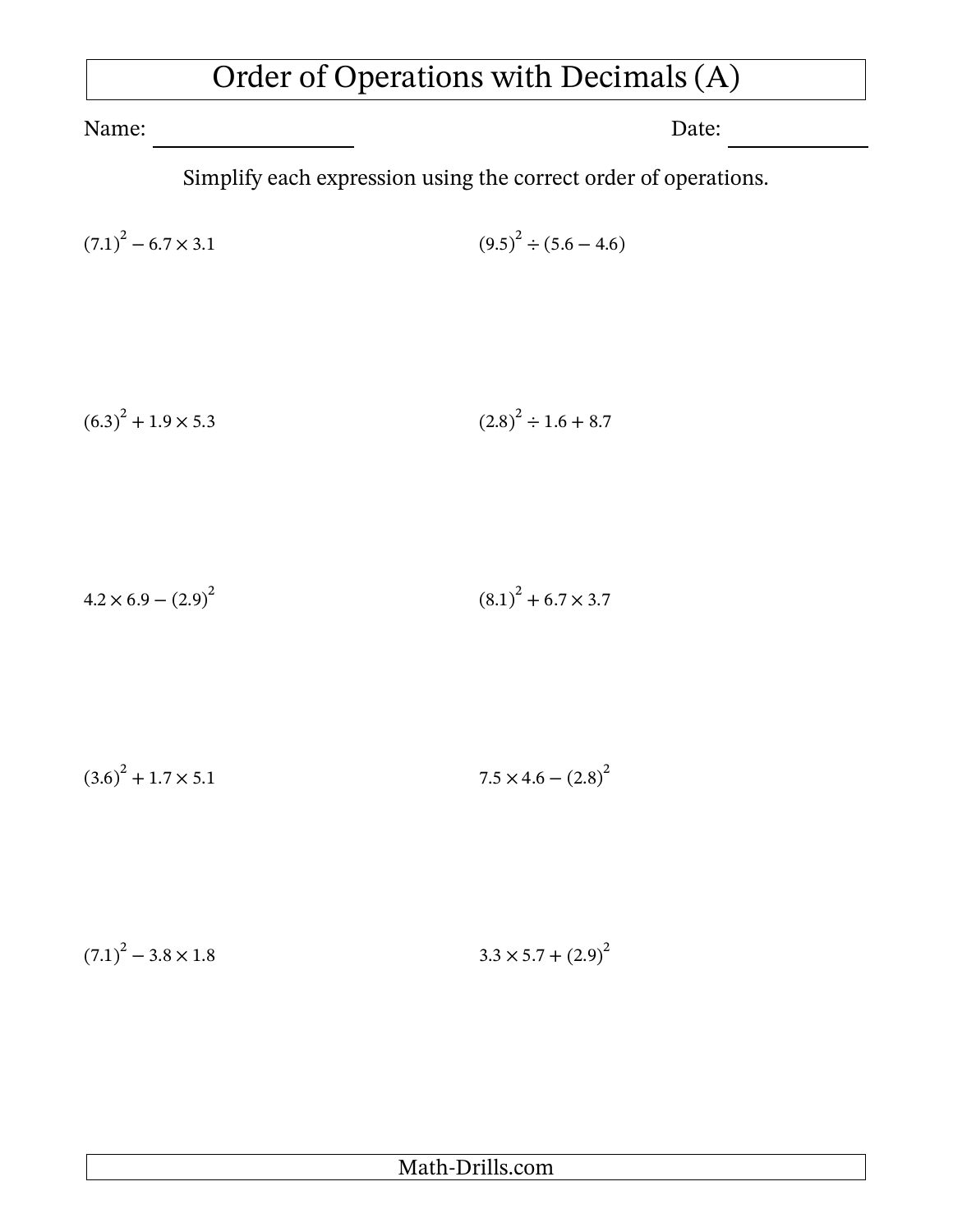# Order of Operations with Decimals (A)

Name: ______________ Date: ______________

Simplify each expression using the correct order of operations.

$(7.1)^2 - 6.7 \times 3.1$

$(9.5)^2 \div (5.6 - 4.6)$

$(6.3)^2 + 1.9 \times 5.3$

$(2.8)^2 \div 1.6 + 8.7$

$4.2 \times 6.9 - (2.9)^2$

$(8.1)^2 + 6.7 \times 3.7$

$(3.6)^2 + 1.7 \times 5.1$

$7.5 \times 4.6 - (2.8)^2$

$(7.1)^2 - 3.8 \times 1.8$

$3.3 \times 5.7 + (2.9)^2$

Math-Drills.com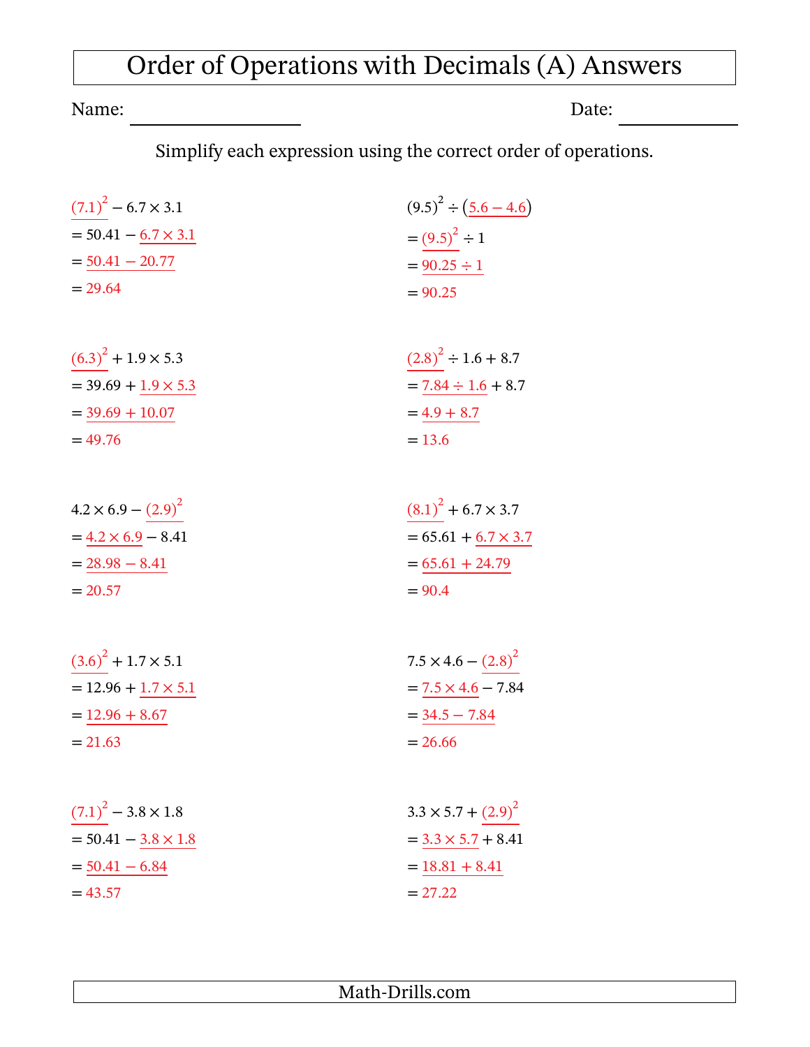# Order of Operations with Decimals (A) Answers

Name: ____________________ Date: ____________

Simplify each expression using the correct order of operations.

$(7.1)^2 - 6.7 \times 3.1$
$= 50.41 - 6.7 \times 3.1$
$= 50.41 - 20.77$
$= 29.64$

$(9.5)^2 \div (5.6 - 4.6)$
$= (9.5)^2 \div 1$
$= 90.25 \div 1$
$= 90.25$

$(6.3)^2 + 1.9 \times 5.3$
$= 39.69 + 1.9 \times 5.3$
$= 39.69 + 10.07$
$= 49.76$

$(2.8)^2 \div 1.6 + 8.7$
$= 7.84 \div 1.6 + 8.7$
$= 4.9 + 8.7$
$= 13.6$

$4.2 \times 6.9 - (2.9)^2$
$= 4.2 \times 6.9 - 8.41$
$= 28.98 - 8.41$
$= 20.57$

$(8.1)^2 + 6.7 \times 3.7$
$= 65.61 + 6.7 \times 3.7$
$= 65.61 + 24.79$
$= 90.4$

$(3.6)^2 + 1.7 \times 5.1$
$= 12.96 + 1.7 \times 5.1$
$= 12.96 + 8.67$
$= 21.63$

$7.5 \times 4.6 - (2.8)^2$
$= 7.5 \times 4.6 - 7.84$
$= 34.5 - 7.84$
$= 26.66$

$(7.1)^2 - 3.8 \times 1.8$
$= 50.41 - 3.8 \times 1.8$
$= 50.41 - 6.84$
$= 43.57$

$3.3 \times 5.7 + (2.9)^2$
$= 3.3 \times 5.7 + 8.41$
$= 18.81 + 8.41$
$= 27.22$

Math-Drills.com